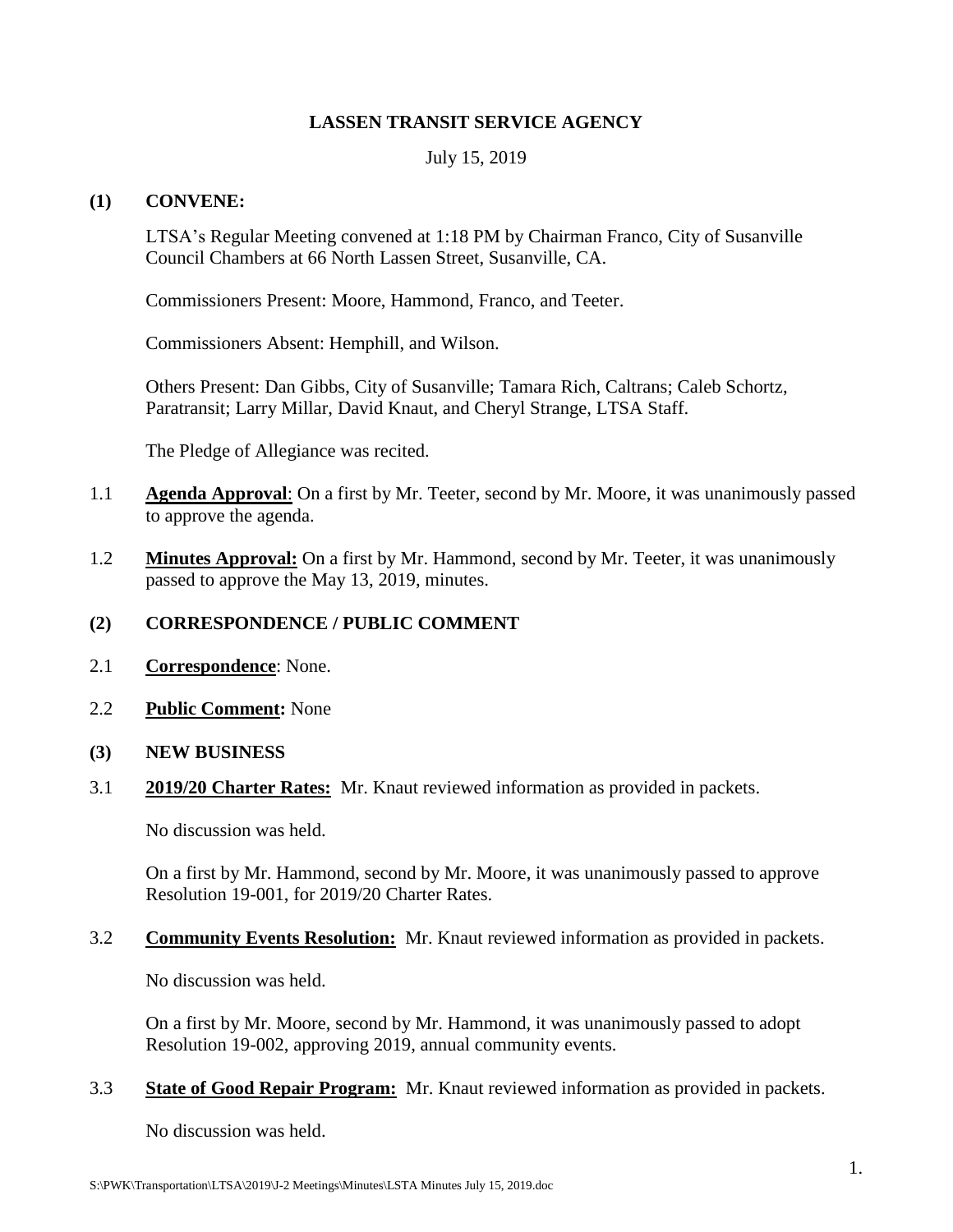# LASSEN TRANSIT SERVICE AGENCY

July 15, 2019

## (1) CONVENE:

LTSA's Regular Meeting convened at 1:18 PM by Chairman Franco, City of Susanville Council Chambers at 66 North Lassen Street, Susanville, CA.

Commissioners Present: Moore, Hammond, Franco, and Teeter.

Commissioners Absent: Hemphill, and Wilson.

Others Present: Dan Gibbs, City of Susanville; Tamara Rich, Caltrans; Caleb Schortz, Paratransit; Larry Millar, David Knaut, and Cheryl Strange, LTSA Staff.

The Pledge of Allegiance was recited.

1.1 **Agenda Approval**: On a first by Mr. Teeter, second by Mr. Moore, it was unanimously passed to approve the agenda.

1.2 **Minutes Approval:** On a first by Mr. Hammond, second by Mr. Teeter, it was unanimously passed to approve the May 13, 2019, minutes.

## (2) CORRESPONDENCE / PUBLIC COMMENT

2.1 **Correspondence**: None.

2.2 **Public Comment:** None

## (3) NEW BUSINESS

3.1 **2019/20 Charter Rates:** Mr. Knaut reviewed information as provided in packets.

No discussion was held.

On a first by Mr. Hammond, second by Mr. Moore, it was unanimously passed to approve Resolution 19-001, for 2019/20 Charter Rates.

3.2 **Community Events Resolution:** Mr. Knaut reviewed information as provided in packets.

No discussion was held.

On a first by Mr. Moore, second by Mr. Hammond, it was unanimously passed to adopt Resolution 19-002, approving 2019, annual community events.

3.3 **State of Good Repair Program:** Mr. Knaut reviewed information as provided in packets.

No discussion was held.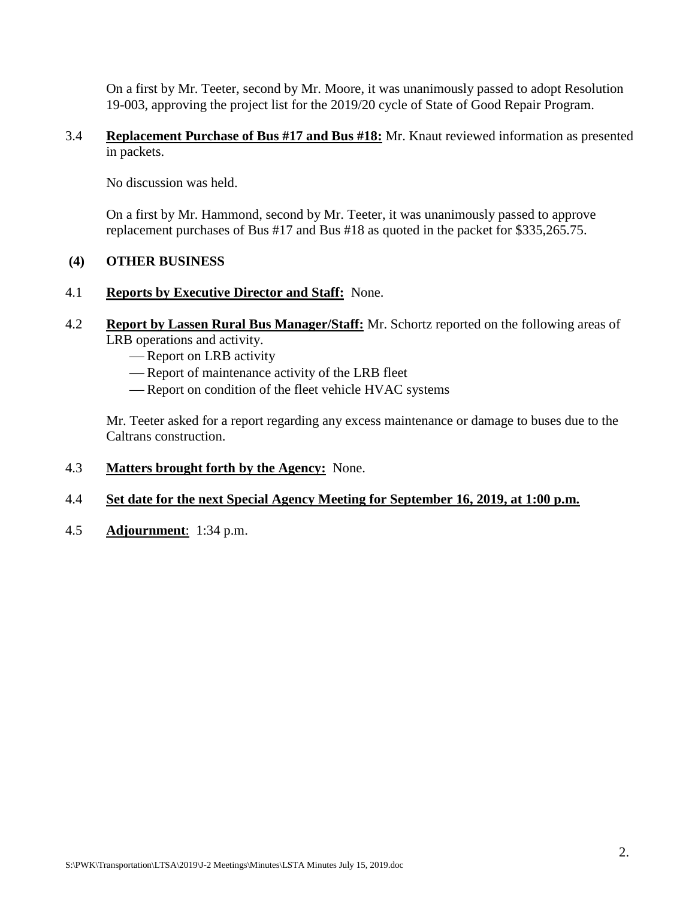On a first by Mr. Teeter, second by Mr. Moore, it was unanimously passed to adopt Resolution 19-003, approving the project list for the 2019/20 cycle of State of Good Repair Program.

3.4 **Replacement Purchase of Bus #17 and Bus #18:** Mr. Knaut reviewed information as presented in packets.

No discussion was held.

On a first by Mr. Hammond, second by Mr. Teeter, it was unanimously passed to approve replacement purchases of Bus #17 and Bus #18 as quoted in the packet for $335,265.75.

## (4) OTHER BUSINESS

4.1 **Reports by Executive Director and Staff:** None.

4.2 **Report by Lassen Rural Bus Manager/Staff:** Mr. Schortz reported on the following areas of LRB operations and activity.

- Report on LRB activity
- Report of maintenance activity of the LRB fleet
- Report on condition of the fleet vehicle HVAC systems

Mr. Teeter asked for a report regarding any excess maintenance or damage to buses due to the Caltrans construction.

4.3 **Matters brought forth by the Agency:** None.

4.4 **Set date for the next Special Agency Meeting for September 16, 2019, at 1:00 p.m.**

4.5 **Adjournment**: 1:34 p.m.

S:\PWK\Transportation\LTSA\2019\J-2 Meetings\Minutes\LSTA Minutes July 15, 2019.doc